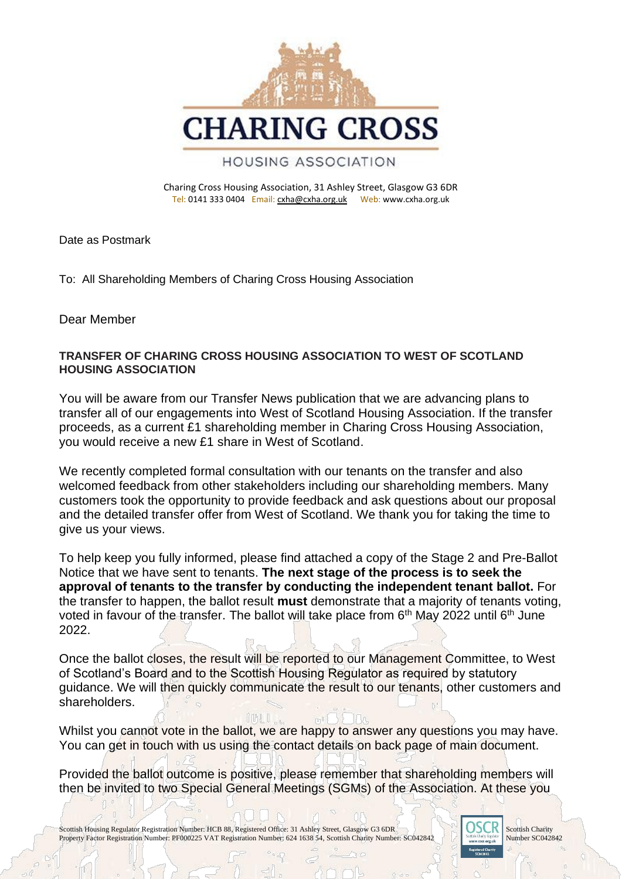# CHARING CROSS

HOUSING ASSOCIATION

Charing Cross Housing Association, 31 Ashley Street, Glasgow G3 6DR
Tel: 0141 333 0404 Email: cxha@cxha.org.uk Web: www.cxha.org.uk

Date as Postmark

To: All Shareholding Members of Charing Cross Housing Association

Dear Member

**TRANSFER OF CHARING CROSS HOUSING ASSOCIATION TO WEST OF SCOTLAND HOUSING ASSOCIATION**

You will be aware from our Transfer News publication that we are advancing plans to transfer all of our engagements into West of Scotland Housing Association. If the transfer proceeds, as a current £1 shareholding member in Charing Cross Housing Association, you would receive a new £1 share in West of Scotland.

We recently completed formal consultation with our tenants on the transfer and also welcomed feedback from other stakeholders including our shareholding members. Many customers took the opportunity to provide feedback and ask questions about our proposal and the detailed transfer offer from West of Scotland. We thank you for taking the time to give us your views.

To help keep you fully informed, please find attached a copy of the Stage 2 and Pre-Ballot Notice that we have sent to tenants. **The next stage of the process is to seek the approval of tenants to the transfer by conducting the independent tenant ballot.** For the transfer to happen, the ballot result **must** demonstrate that a majority of tenants voting, voted in favour of the transfer. The ballot will take place from 6th May 2022 until 6th June 2022.

Once the ballot closes, the result will be reported to our Management Committee, to West of Scotland's Board and to the Scottish Housing Regulator as required by statutory guidance. We will then quickly communicate the result to our tenants, other customers and shareholders.

Whilst you cannot vote in the ballot, we are happy to answer any questions you may have. You can get in touch with us using the contact details on back page of main document.

Provided the ballot outcome is positive, please remember that shareholding members will then be invited to two Special General Meetings (SGMs) of the Association. At these you

Scottish Housing Regulator Registration Number: HCB 88, Registered Office: 31 Ashley Street, Glasgow G3 6DR
Property Factor Registration Number: PF000225 VAT Registration Number: 624 1638 54, Scottish Charity Number: SC042842

Scottish Charity Number SC042842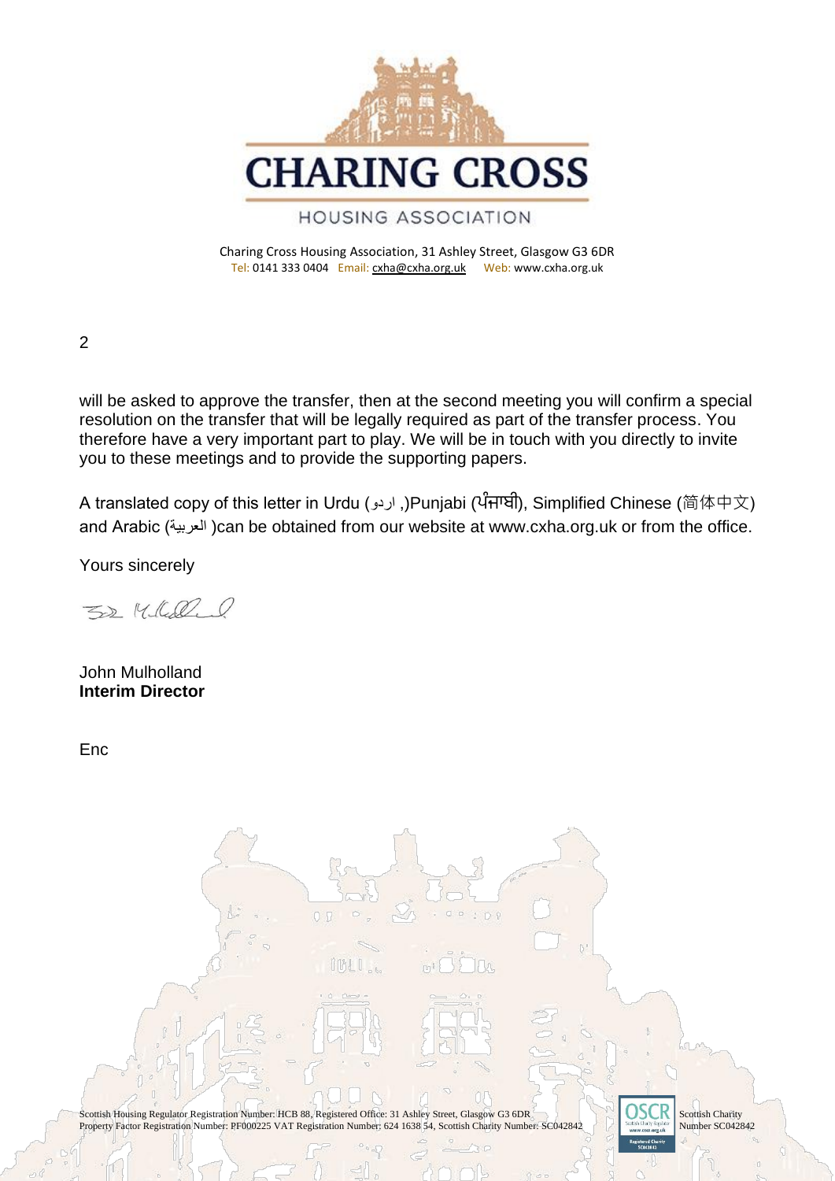will be asked to approve the transfer, then at the second meeting you will confirm a special resolution on the transfer that will be legally required as part of the transfer process. You therefore have a very important part to play. We will be in touch with you directly to invite you to these meetings and to provide the supporting papers.

A translated copy of this letter in Urdu (اردو ,)Punjabi (ਪੰਜਾਬੀ), Simplified Chinese (简体中文) and Arabic (العربية )can be obtained from our website at www.cxha.org.uk or from the office.

Yours sincerely

John Mulholland
**Interim Director**

Enc